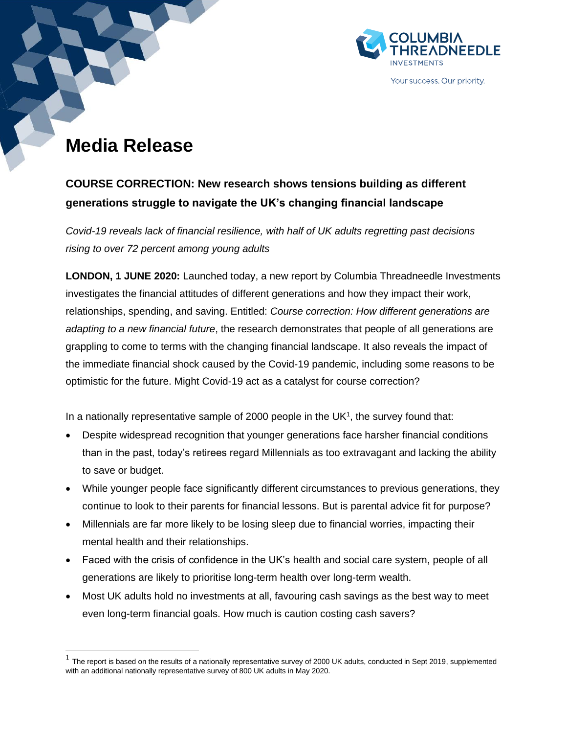# Media Release

## COURSE CORRECTION: New research shows tensions building as different generations struggle to navigate the UK's changing financial landscape

*Covid-19 reveals lack of financial resilience, with half of UK adults regretting past decisions rising to over 72 percent among young adults*

**LONDON, 1 JUNE 2020:** Launched today, a new report by Columbia Threadneedle Investments investigates the financial attitudes of different generations and how they impact their work, relationships, spending, and saving. Entitled: *Course correction: How different generations are adapting to a new financial future*, the research demonstrates that people of all generations are grappling to come to terms with the changing financial landscape. It also reveals the impact of the immediate financial shock caused by the Covid-19 pandemic, including some reasons to be optimistic for the future. Might Covid-19 act as a catalyst for course correction?

In a nationally representative sample of 2000 people in the UK[1], the survey found that:

- Despite widespread recognition that younger generations face harsher financial conditions than in the past, today's retirees regard Millennials as too extravagant and lacking the ability to save or budget.
- While younger people face significantly different circumstances to previous generations, they continue to look to their parents for financial lessons. But is parental advice fit for purpose?
- Millennials are far more likely to be losing sleep due to financial worries, impacting their mental health and their relationships.
- Faced with the crisis of confidence in the UK's health and social care system, people of all generations are likely to prioritise long-term health over long-term wealth.
- Most UK adults hold no investments at all, favouring cash savings as the best way to meet even long-term financial goals. How much is caution costing cash savers?

[1] The report is based on the results of a nationally representative survey of 2000 UK adults, conducted in Sept 2019, supplemented with an additional nationally representative survey of 800 UK adults in May 2020.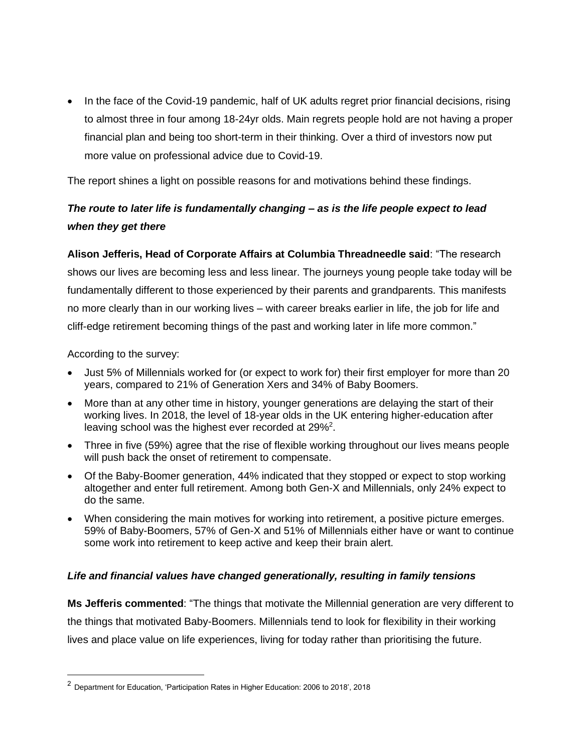- In the face of the Covid-19 pandemic, half of UK adults regret prior financial decisions, rising to almost three in four among 18-24yr olds. Main regrets people hold are not having a proper financial plan and being too short-term in their thinking. Over a third of investors now put more value on professional advice due to Covid-19.

The report shines a light on possible reasons for and motivations behind these findings.

***The route to later life is fundamentally changing – as is the life people expect to lead when they get there***

**Alison Jefferis, Head of Corporate Affairs at Columbia Threadneedle said**: "The research shows our lives are becoming less and less linear. The journeys young people take today will be fundamentally different to those experienced by their parents and grandparents. This manifests no more clearly than in our working lives – with career breaks earlier in life, the job for life and cliff-edge retirement becoming things of the past and working later in life more common."

According to the survey:

- Just 5% of Millennials worked for (or expect to work for) their first employer for more than 20 years, compared to 21% of Generation Xers and 34% of Baby Boomers.
- More than at any other time in history, younger generations are delaying the start of their working lives. In 2018, the level of 18-year olds in the UK entering higher-education after leaving school was the highest ever recorded at 29%[2].
- Three in five (59%) agree that the rise of flexible working throughout our lives means people will push back the onset of retirement to compensate.
- Of the Baby-Boomer generation, 44% indicated that they stopped or expect to stop working altogether and enter full retirement. Among both Gen-X and Millennials, only 24% expect to do the same.
- When considering the main motives for working into retirement, a positive picture emerges. 59% of Baby-Boomers, 57% of Gen-X and 51% of Millennials either have or want to continue some work into retirement to keep active and keep their brain alert.

***Life and financial values have changed generationally, resulting in family tensions***

**Ms Jefferis commented**: "The things that motivate the Millennial generation are very different to the things that motivated Baby-Boomers. Millennials tend to look for flexibility in their working lives and place value on life experiences, living for today rather than prioritising the future.

[2] Department for Education, 'Participation Rates in Higher Education: 2006 to 2018', 2018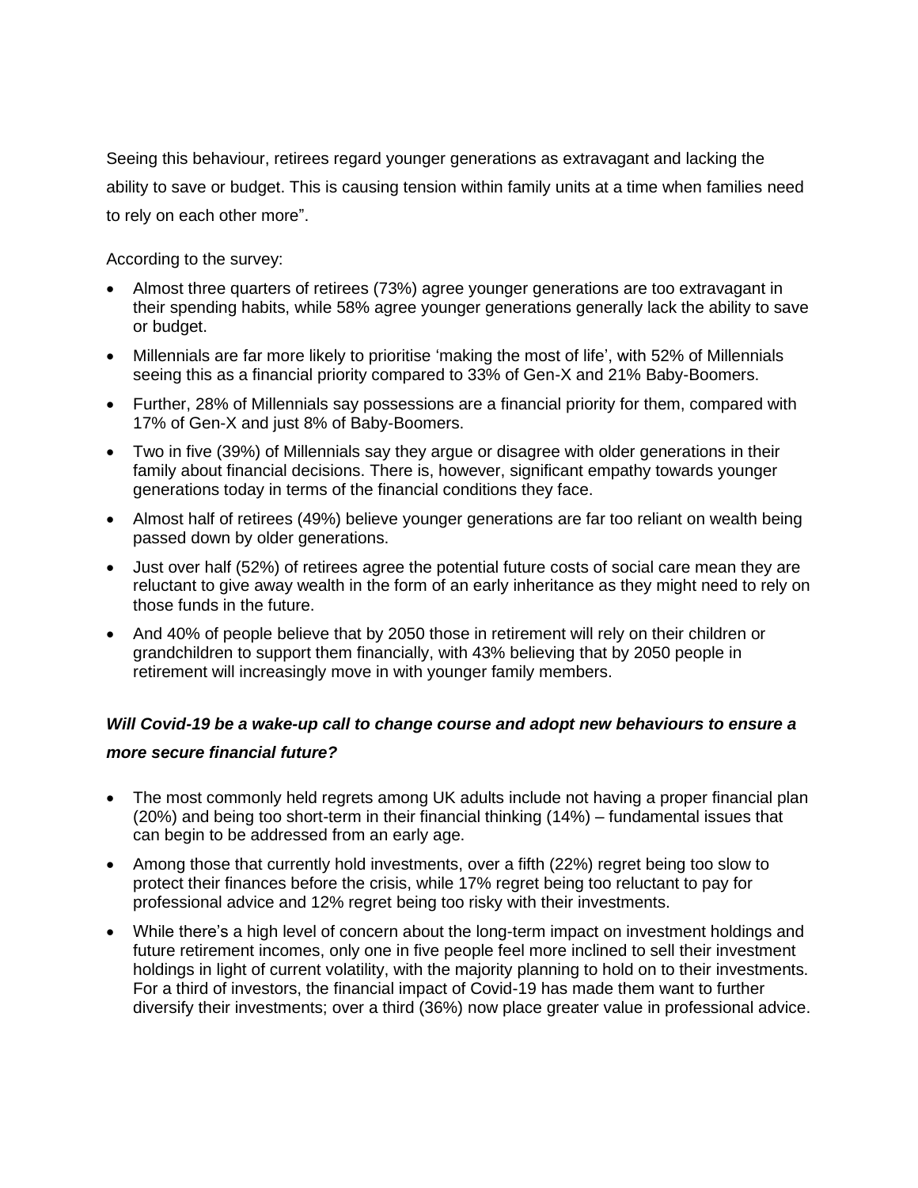Seeing this behaviour, retirees regard younger generations as extravagant and lacking the ability to save or budget. This is causing tension within family units at a time when families need to rely on each other more".

According to the survey:

- Almost three quarters of retirees (73%) agree younger generations are too extravagant in their spending habits, while 58% agree younger generations generally lack the ability to save or budget.
- Millennials are far more likely to prioritise 'making the most of life', with 52% of Millennials seeing this as a financial priority compared to 33% of Gen-X and 21% Baby-Boomers.
- Further, 28% of Millennials say possessions are a financial priority for them, compared with 17% of Gen-X and just 8% of Baby-Boomers.
- Two in five (39%) of Millennials say they argue or disagree with older generations in their family about financial decisions. There is, however, significant empathy towards younger generations today in terms of the financial conditions they face.
- Almost half of retirees (49%) believe younger generations are far too reliant on wealth being passed down by older generations.
- Just over half (52%) of retirees agree the potential future costs of social care mean they are reluctant to give away wealth in the form of an early inheritance as they might need to rely on those funds in the future.
- And 40% of people believe that by 2050 those in retirement will rely on their children or grandchildren to support them financially, with 43% believing that by 2050 people in retirement will increasingly move in with younger family members.

***Will Covid-19 be a wake-up call to change course and adopt new behaviours to ensure a more secure financial future?***

- The most commonly held regrets among UK adults include not having a proper financial plan (20%) and being too short-term in their financial thinking (14%) – fundamental issues that can begin to be addressed from an early age.
- Among those that currently hold investments, over a fifth (22%) regret being too slow to protect their finances before the crisis, while 17% regret being too reluctant to pay for professional advice and 12% regret being too risky with their investments.
- While there's a high level of concern about the long-term impact on investment holdings and future retirement incomes, only one in five people feel more inclined to sell their investment holdings in light of current volatility, with the majority planning to hold on to their investments. For a third of investors, the financial impact of Covid-19 has made them want to further diversify their investments; over a third (36%) now place greater value in professional advice.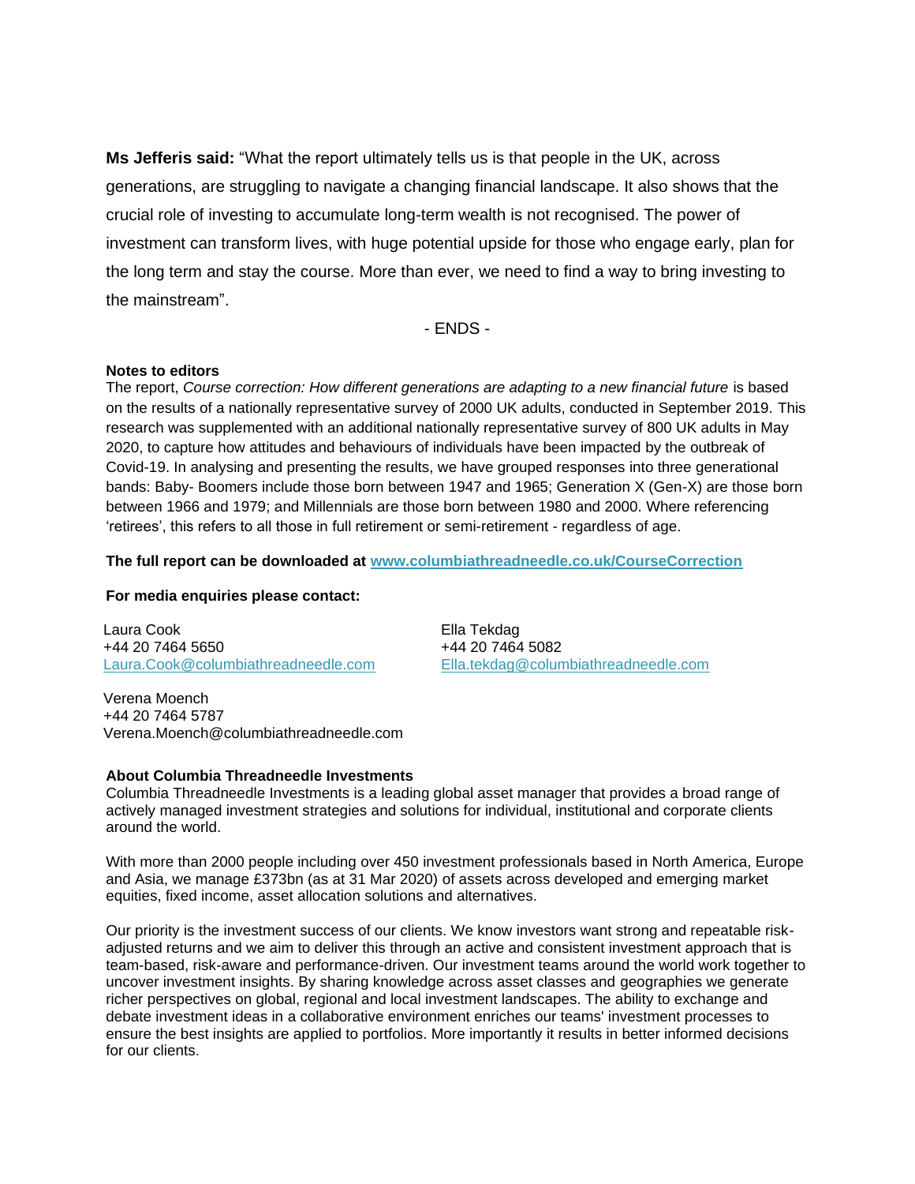**Ms Jefferis said:** "What the report ultimately tells us is that people in the UK, across generations, are struggling to navigate a changing financial landscape. It also shows that the crucial role of investing to accumulate long-term wealth is not recognised. The power of investment can transform lives, with huge potential upside for those who engage early, plan for the long term and stay the course. More than ever, we need to find a way to bring investing to the mainstream".

- ENDS -

**Notes to editors**

The report, *Course correction: How different generations are adapting to a new financial future* is based on the results of a nationally representative survey of 2000 UK adults, conducted in September 2019. This research was supplemented with an additional nationally representative survey of 800 UK adults in May 2020, to capture how attitudes and behaviours of individuals have been impacted by the outbreak of Covid-19. In analysing and presenting the results, we have grouped responses into three generational bands: Baby- Boomers include those born between 1947 and 1965; Generation X (Gen-X) are those born between 1966 and 1979; and Millennials are those born between 1980 and 2000. Where referencing 'retirees', this refers to all those in full retirement or semi-retirement - regardless of age.

**The full report can be downloaded at [www.columbiathreadneedle.co.uk/CourseCorrection](www.columbiathreadneedle.co.uk/CourseCorrection)**

**For media enquiries please contact:**

Laura Cook
+44 20 7464 5650
Laura.Cook@columbiathreadneedle.com

Ella Tekdag
+44 20 7464 5082
Ella.tekdag@columbiathreadneedle.com

Verena Moench
+44 20 7464 5787
Verena.Moench@columbiathreadneedle.com

**About Columbia Threadneedle Investments**

Columbia Threadneedle Investments is a leading global asset manager that provides a broad range of actively managed investment strategies and solutions for individual, institutional and corporate clients around the world.

With more than 2000 people including over 450 investment professionals based in North America, Europe and Asia, we manage £373bn (as at 31 Mar 2020) of assets across developed and emerging market equities, fixed income, asset allocation solutions and alternatives.

Our priority is the investment success of our clients. We know investors want strong and repeatable risk-adjusted returns and we aim to deliver this through an active and consistent investment approach that is team-based, risk-aware and performance-driven. Our investment teams around the world work together to uncover investment insights. By sharing knowledge across asset classes and geographies we generate richer perspectives on global, regional and local investment landscapes. The ability to exchange and debate investment ideas in a collaborative environment enriches our teams' investment processes to ensure the best insights are applied to portfolios. More importantly it results in better informed decisions for our clients.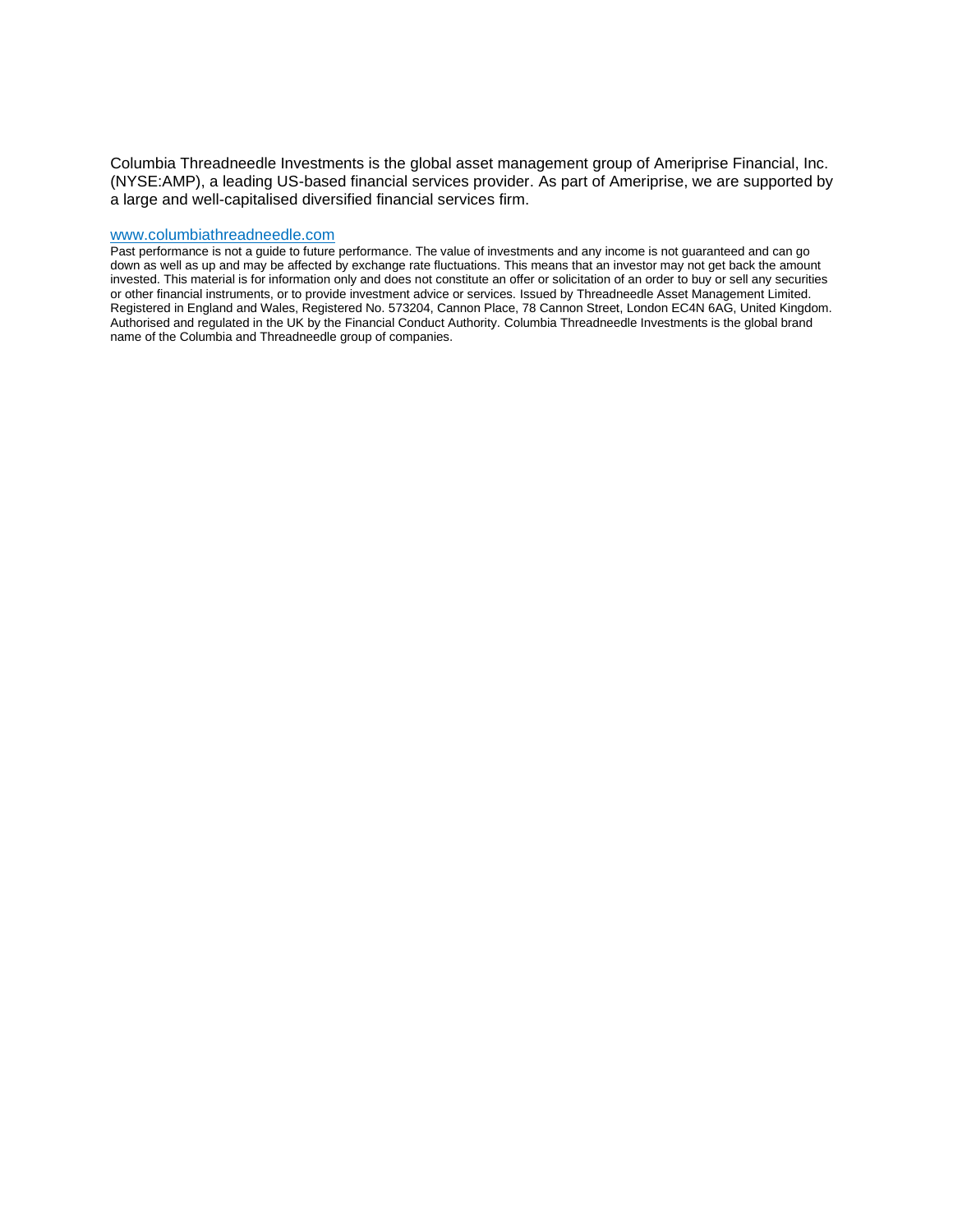Columbia Threadneedle Investments is the global asset management group of Ameriprise Financial, Inc. (NYSE:AMP), a leading US-based financial services provider. As part of Ameriprise, we are supported by a large and well-capitalised diversified financial services firm.

[www.columbiathreadneedle.com](http://www.columbiathreadneedle.com)

Past performance is not a guide to future performance. The value of investments and any income is not guaranteed and can go down as well as up and may be affected by exchange rate fluctuations. This means that an investor may not get back the amount invested. This material is for information only and does not constitute an offer or solicitation of an order to buy or sell any securities or other financial instruments, or to provide investment advice or services. Issued by Threadneedle Asset Management Limited. Registered in England and Wales, Registered No. 573204, Cannon Place, 78 Cannon Street, London EC4N 6AG, United Kingdom. Authorised and regulated in the UK by the Financial Conduct Authority. Columbia Threadneedle Investments is the global brand name of the Columbia and Threadneedle group of companies.